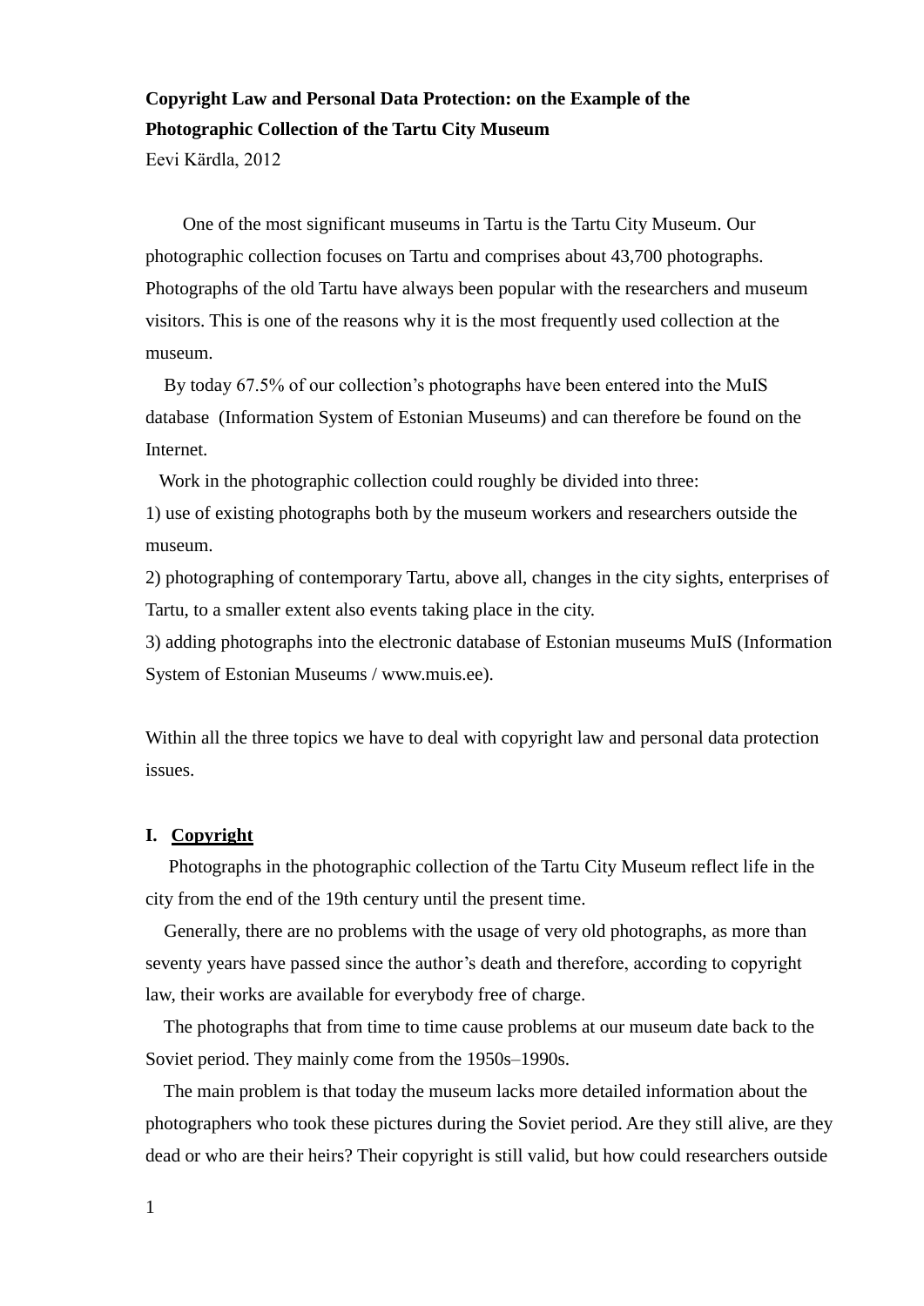**Copyright Law and Personal Data Protection: on the Example of the Photographic Collection of the Tartu City Museum**

Eevi Kärdla, 2012

One of the most significant museums in Tartu is the Tartu City Museum. Our photographic collection focuses on Tartu and comprises about 43,700 photographs. Photographs of the old Tartu have always been popular with the researchers and museum visitors. This is one of the reasons why it is the most frequently used collection at the museum.

By today 67.5% of our collection's photographs have been entered into the MuIS database (Information System of Estonian Museums) and can therefore be found on the Internet.

Work in the photographic collection could roughly be divided into three:

1) use of existing photographs both by the museum workers and researchers outside the museum.
2) photographing of contemporary Tartu, above all, changes in the city sights, enterprises of Tartu, to a smaller extent also events taking place in the city.
3) adding photographs into the electronic database of Estonian museums MuIS (Information System of Estonian Museums / www.muis.ee).

Within all the three topics we have to deal with copyright law and personal data protection issues.

## I. Copyright

Photographs in the photographic collection of the Tartu City Museum reflect life in the city from the end of the 19th century until the present time.

Generally, there are no problems with the usage of very old photographs, as more than seventy years have passed since the author's death and therefore, according to copyright law, their works are available for everybody free of charge.

The photographs that from time to time cause problems at our museum date back to the Soviet period. They mainly come from the 1950s–1990s.

The main problem is that today the museum lacks more detailed information about the photographers who took these pictures during the Soviet period. Are they still alive, are they dead or who are their heirs? Their copyright is still valid, but how could researchers outside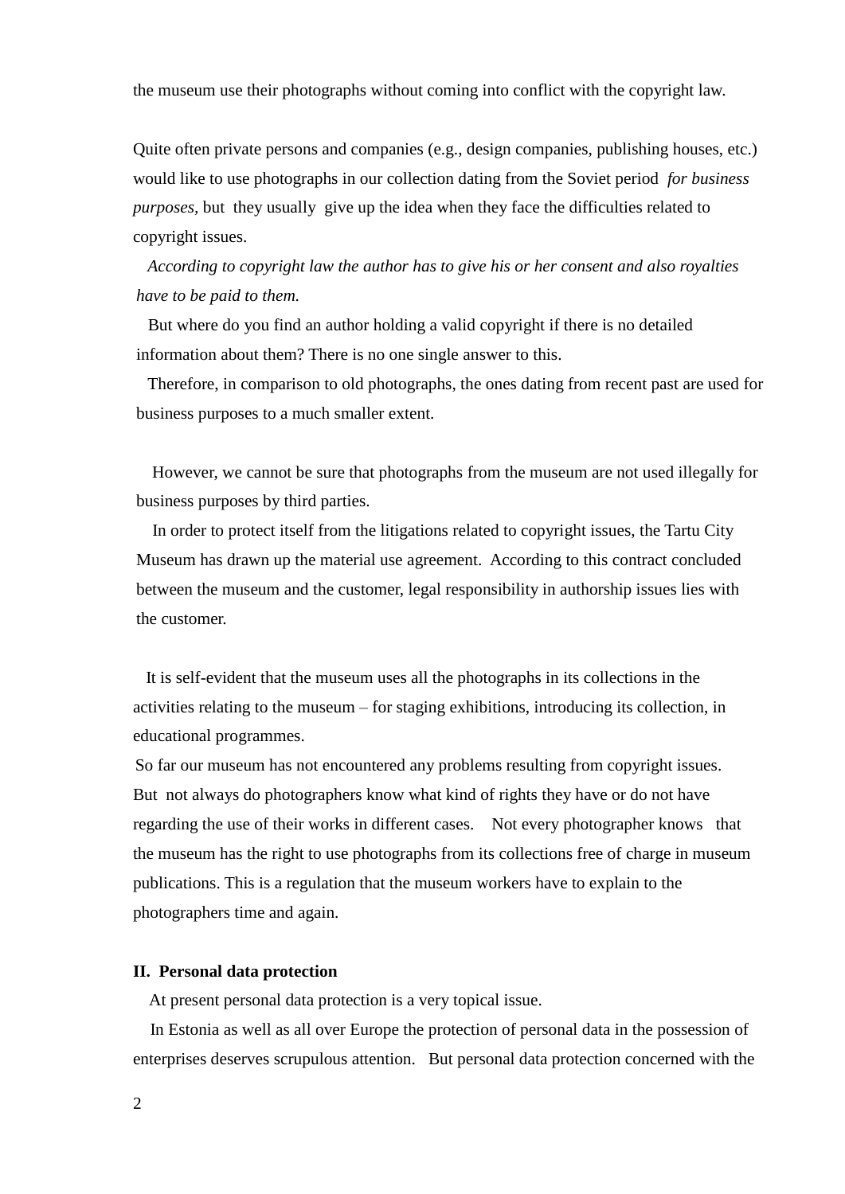the museum use their photographs without coming into conflict with the copyright law.

Quite often private persons and companies (e.g., design companies, publishing houses, etc.) would like to use photographs in our collection dating from the Soviet period *for business purposes*, but they usually give up the idea when they face the difficulties related to copyright issues.

*According to copyright law the author has to give his or her consent and also royalties have to be paid to them.*

But where do you find an author holding a valid copyright if there is no detailed information about them? There is no one single answer to this.

Therefore, in comparison to old photographs, the ones dating from recent past are used for business purposes to a much smaller extent.

However, we cannot be sure that photographs from the museum are not used illegally for business purposes by third parties.

In order to protect itself from the litigations related to copyright issues, the Tartu City Museum has drawn up the material use agreement. According to this contract concluded between the museum and the customer, legal responsibility in authorship issues lies with the customer.

It is self-evident that the museum uses all the photographs in its collections in the activities relating to the museum – for staging exhibitions, introducing its collection, in educational programmes.

So far our museum has not encountered any problems resulting from copyright issues. But not always do photographers know what kind of rights they have or do not have regarding the use of their works in different cases. Not every photographer knows that the museum has the right to use photographs from its collections free of charge in museum publications. This is a regulation that the museum workers have to explain to the photographers time and again.

## II. Personal data protection

At present personal data protection is a very topical issue.

In Estonia as well as all over Europe the protection of personal data in the possession of enterprises deserves scrupulous attention. But personal data protection concerned with the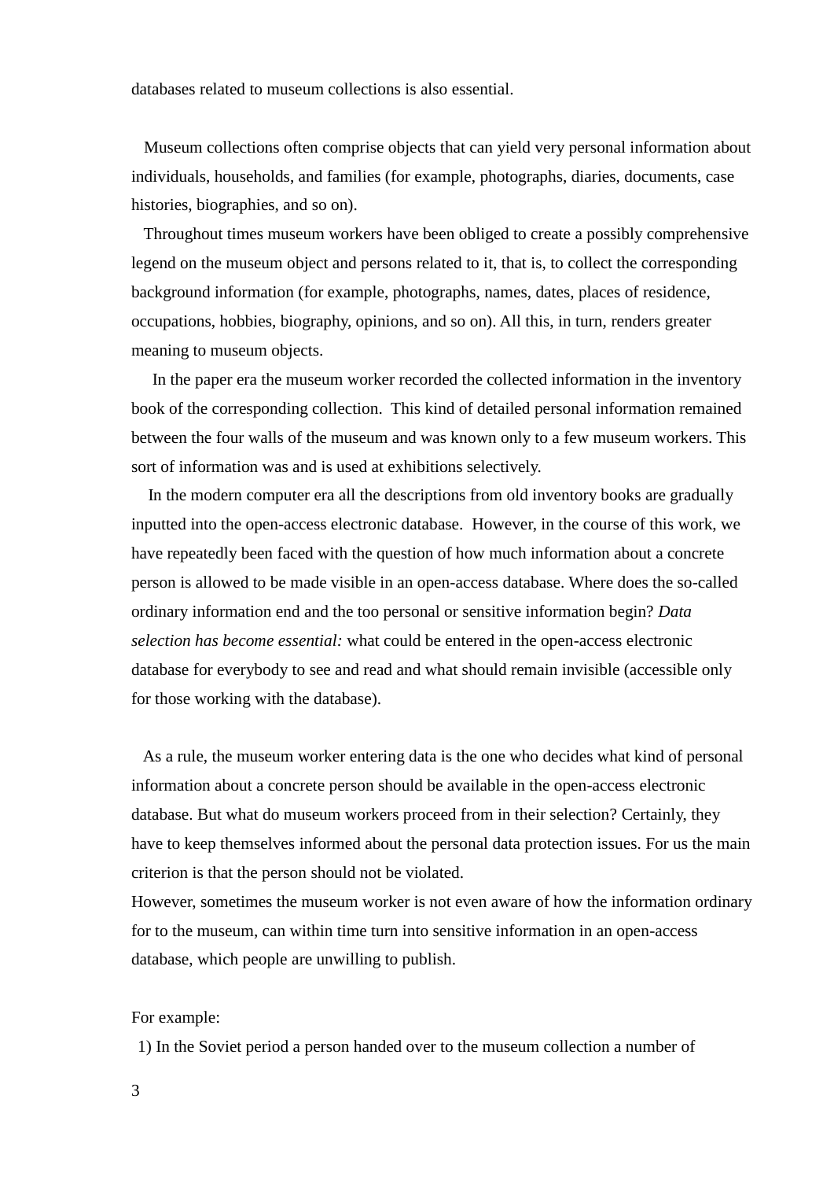databases related to museum collections is also essential.

Museum collections often comprise objects that can yield very personal information about individuals, households, and families (for example, photographs, diaries, documents, case histories, biographies, and so on).

Throughout times museum workers have been obliged to create a possibly comprehensive legend on the museum object and persons related to it, that is, to collect the corresponding background information (for example, photographs, names, dates, places of residence, occupations, hobbies, biography, opinions, and so on). All this, in turn, renders greater meaning to museum objects.

In the paper era the museum worker recorded the collected information in the inventory book of the corresponding collection. This kind of detailed personal information remained between the four walls of the museum and was known only to a few museum workers. This sort of information was and is used at exhibitions selectively.

In the modern computer era all the descriptions from old inventory books are gradually inputted into the open-access electronic database. However, in the course of this work, we have repeatedly been faced with the question of how much information about a concrete person is allowed to be made visible in an open-access database. Where does the so-called ordinary information end and the too personal or sensitive information begin? *Data selection has become essential:* what could be entered in the open-access electronic database for everybody to see and read and what should remain invisible (accessible only for those working with the database).

As a rule, the museum worker entering data is the one who decides what kind of personal information about a concrete person should be available in the open-access electronic database. But what do museum workers proceed from in their selection? Certainly, they have to keep themselves informed about the personal data protection issues. For us the main criterion is that the person should not be violated.

However, sometimes the museum worker is not even aware of how the information ordinary for to the museum, can within time turn into sensitive information in an open-access database, which people are unwilling to publish.

For example:

1) In the Soviet period a person handed over to the museum collection a number of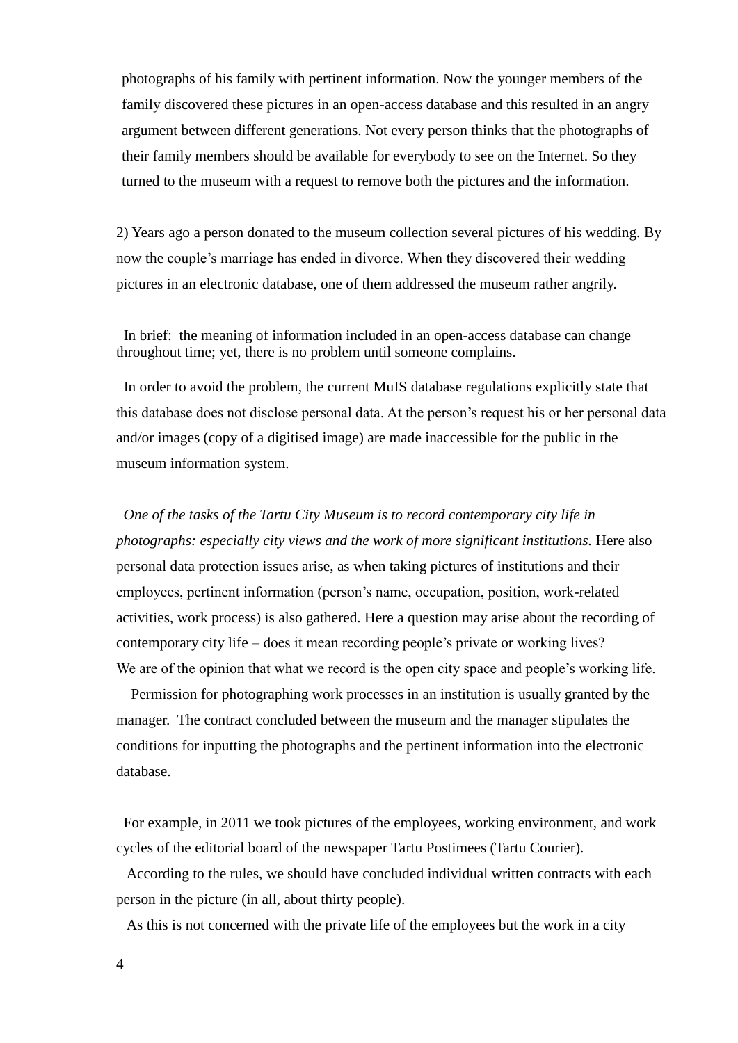photographs of his family with pertinent information. Now the younger members of the family discovered these pictures in an open-access database and this resulted in an angry argument between different generations. Not every person thinks that the photographs of their family members should be available for everybody to see on the Internet. So they turned to the museum with a request to remove both the pictures and the information.

2) Years ago a person donated to the museum collection several pictures of his wedding. By now the couple's marriage has ended in divorce. When they discovered their wedding pictures in an electronic database, one of them addressed the museum rather angrily.

In brief: the meaning of information included in an open-access database can change throughout time; yet, there is no problem until someone complains.

In order to avoid the problem, the current MuIS database regulations explicitly state that this database does not disclose personal data. At the person's request his or her personal data and/or images (copy of a digitised image) are made inaccessible for the public in the museum information system.

*One of the tasks of the Tartu City Museum is to record contemporary city life in photographs: especially city views and the work of more significant institutions.* Here also personal data protection issues arise, as when taking pictures of institutions and their employees, pertinent information (person's name, occupation, position, work-related activities, work process) is also gathered. Here a question may arise about the recording of contemporary city life – does it mean recording people's private or working lives? We are of the opinion that what we record is the open city space and people's working life.

Permission for photographing work processes in an institution is usually granted by the manager. The contract concluded between the museum and the manager stipulates the conditions for inputting the photographs and the pertinent information into the electronic database.

For example, in 2011 we took pictures of the employees, working environment, and work cycles of the editorial board of the newspaper Tartu Postimees (Tartu Courier).

According to the rules, we should have concluded individual written contracts with each person in the picture (in all, about thirty people).

As this is not concerned with the private life of the employees but the work in a city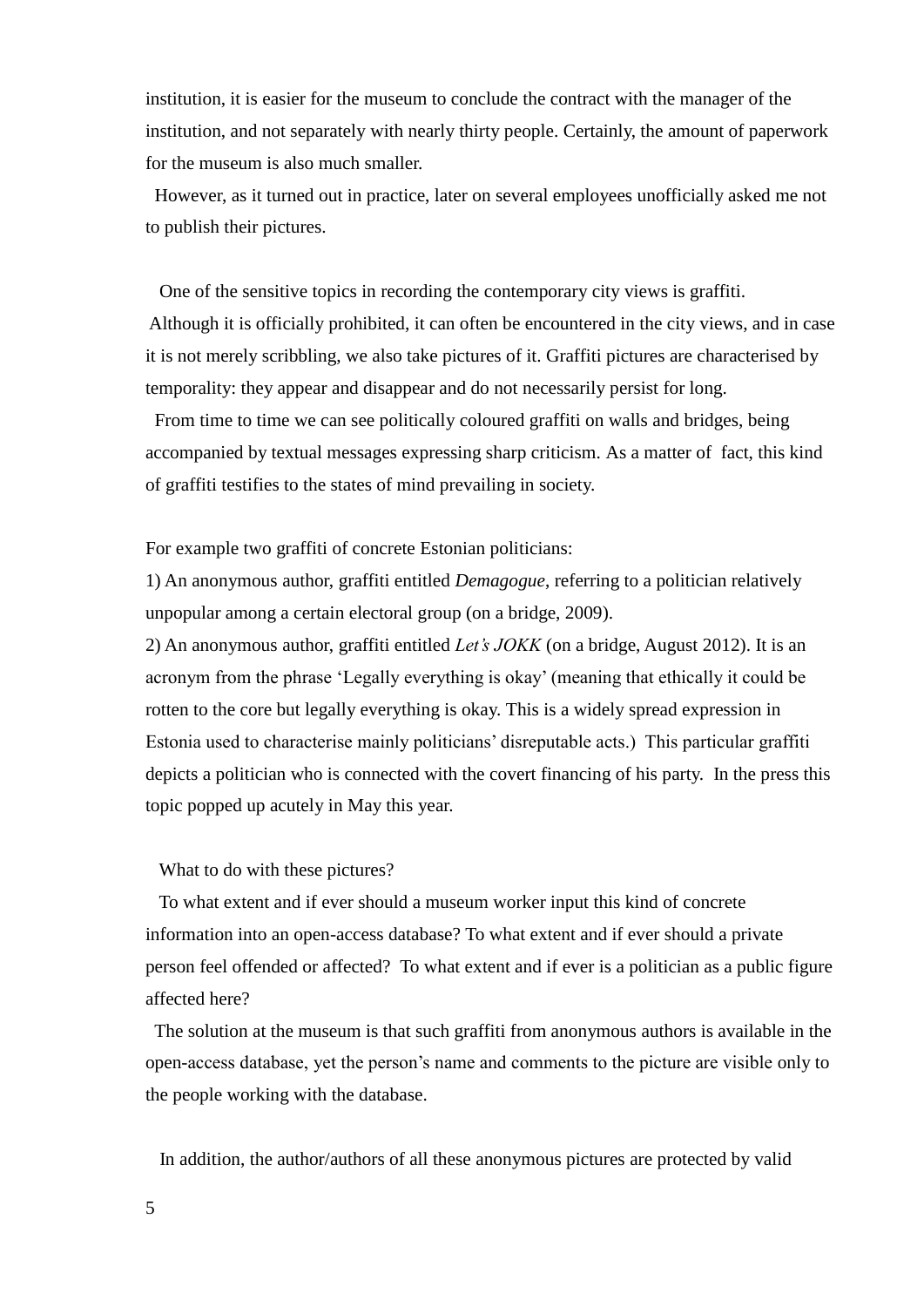institution, it is easier for the museum to conclude the contract with the manager of the institution, and not separately with nearly thirty people. Certainly, the amount of paperwork for the museum is also much smaller.

However, as it turned out in practice, later on several employees unofficially asked me not to publish their pictures.

One of the sensitive topics in recording the contemporary city views is graffiti. Although it is officially prohibited, it can often be encountered in the city views, and in case it is not merely scribbling, we also take pictures of it. Graffiti pictures are characterised by temporality: they appear and disappear and do not necessarily persist for long.

From time to time we can see politically coloured graffiti on walls and bridges, being accompanied by textual messages expressing sharp criticism. As a matter of fact, this kind of graffiti testifies to the states of mind prevailing in society.

For example two graffiti of concrete Estonian politicians:

1) An anonymous author, graffiti entitled *Demagogue*, referring to a politician relatively unpopular among a certain electoral group (on a bridge, 2009).

2) An anonymous author, graffiti entitled *Let's JOKK* (on a bridge, August 2012). It is an acronym from the phrase 'Legally everything is okay' (meaning that ethically it could be rotten to the core but legally everything is okay. This is a widely spread expression in Estonia used to characterise mainly politicians' disreputable acts.) This particular graffiti depicts a politician who is connected with the covert financing of his party. In the press this topic popped up acutely in May this year.

What to do with these pictures?

To what extent and if ever should a museum worker input this kind of concrete information into an open-access database? To what extent and if ever should a private person feel offended or affected? To what extent and if ever is a politician as a public figure affected here?

The solution at the museum is that such graffiti from anonymous authors is available in the open-access database, yet the person's name and comments to the picture are visible only to the people working with the database.

In addition, the author/authors of all these anonymous pictures are protected by valid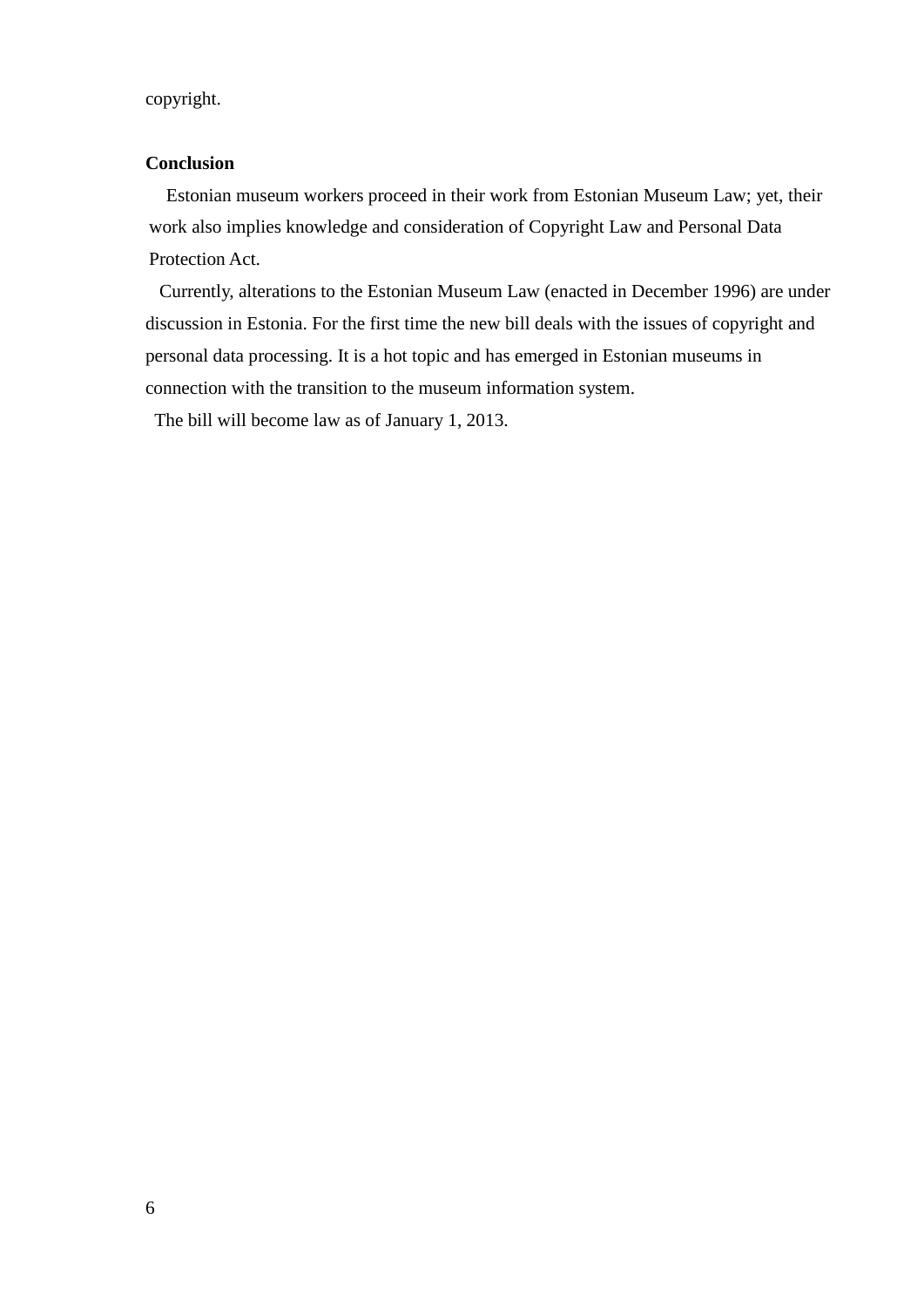copyright.

**Conclusion**

Estonian museum workers proceed in their work from Estonian Museum Law; yet, their work also implies knowledge and consideration of Copyright Law and Personal Data Protection Act.

Currently, alterations to the Estonian Museum Law (enacted in December 1996) are under discussion in Estonia. For the first time the new bill deals with the issues of copyright and personal data processing. It is a hot topic and has emerged in Estonian museums in connection with the transition to the museum information system.

The bill will become law as of January 1, 2013.